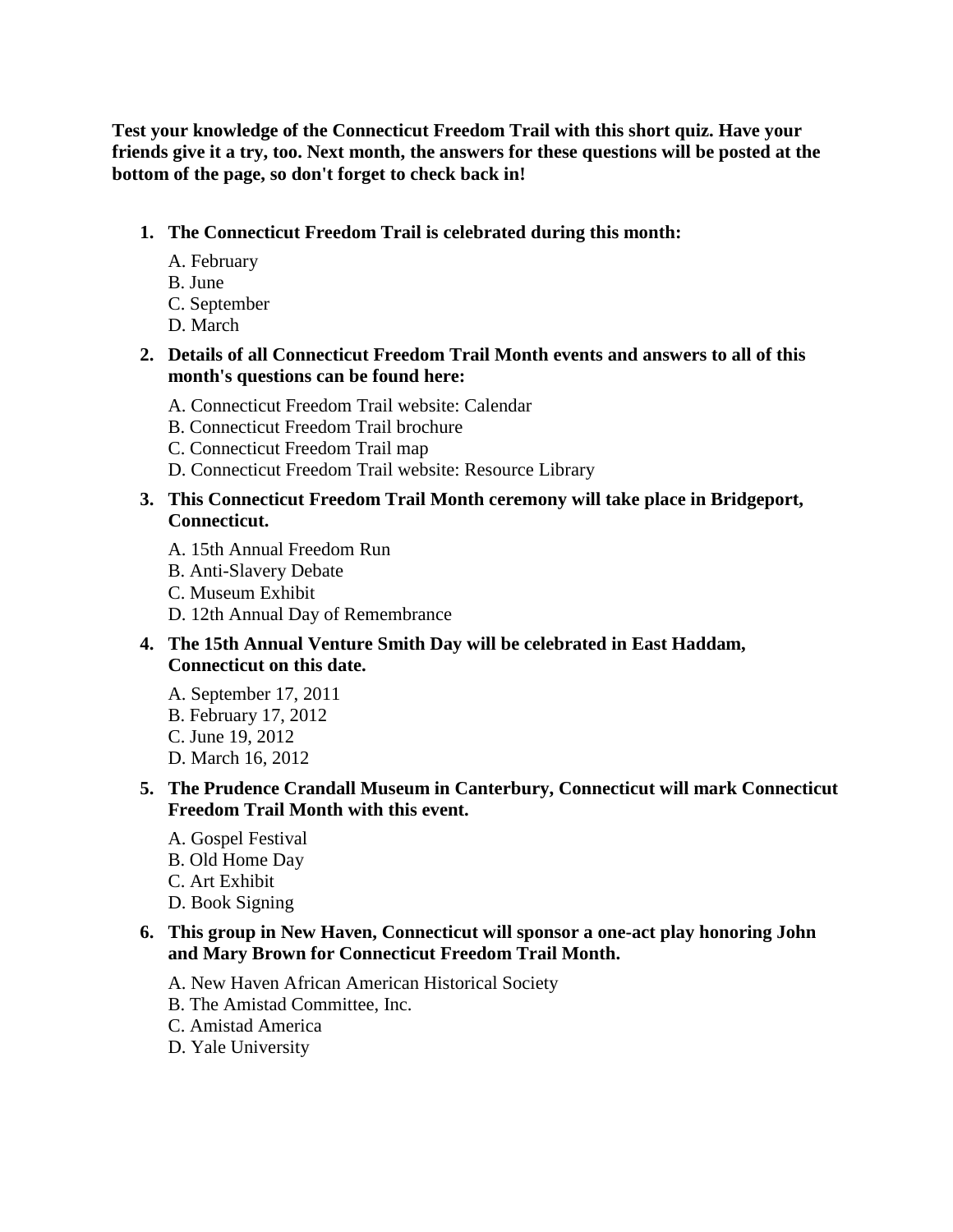**Test your knowledge of the Connecticut Freedom Trail with this short quiz. Have your friends give it a try, too. Next month, the answers for these questions will be posted at the bottom of the page, so don't forget to check back in!**

1. **The Connecticut Freedom Trail is celebrated during this month:**

   A. February
   B. June
   C. September
   D. March

2. **Details of all Connecticut Freedom Trail Month events and answers to all of this month's questions can be found here:**

   A. Connecticut Freedom Trail website: Calendar
   B. Connecticut Freedom Trail brochure
   C. Connecticut Freedom Trail map
   D. Connecticut Freedom Trail website: Resource Library

3. **This Connecticut Freedom Trail Month ceremony will take place in Bridgeport, Connecticut.**

   A. 15th Annual Freedom Run
   B. Anti-Slavery Debate
   C. Museum Exhibit
   D. 12th Annual Day of Remembrance

4. **The 15th Annual Venture Smith Day will be celebrated in East Haddam, Connecticut on this date.**

   A. September 17, 2011
   B. February 17, 2012
   C. June 19, 2012
   D. March 16, 2012

5. **The Prudence Crandall Museum in Canterbury, Connecticut will mark Connecticut Freedom Trail Month with this event.**

   A. Gospel Festival
   B. Old Home Day
   C. Art Exhibit
   D. Book Signing

6. **This group in New Haven, Connecticut will sponsor a one-act play honoring John and Mary Brown for Connecticut Freedom Trail Month.**

   A. New Haven African American Historical Society
   B. The Amistad Committee, Inc.
   C. Amistad America
   D. Yale University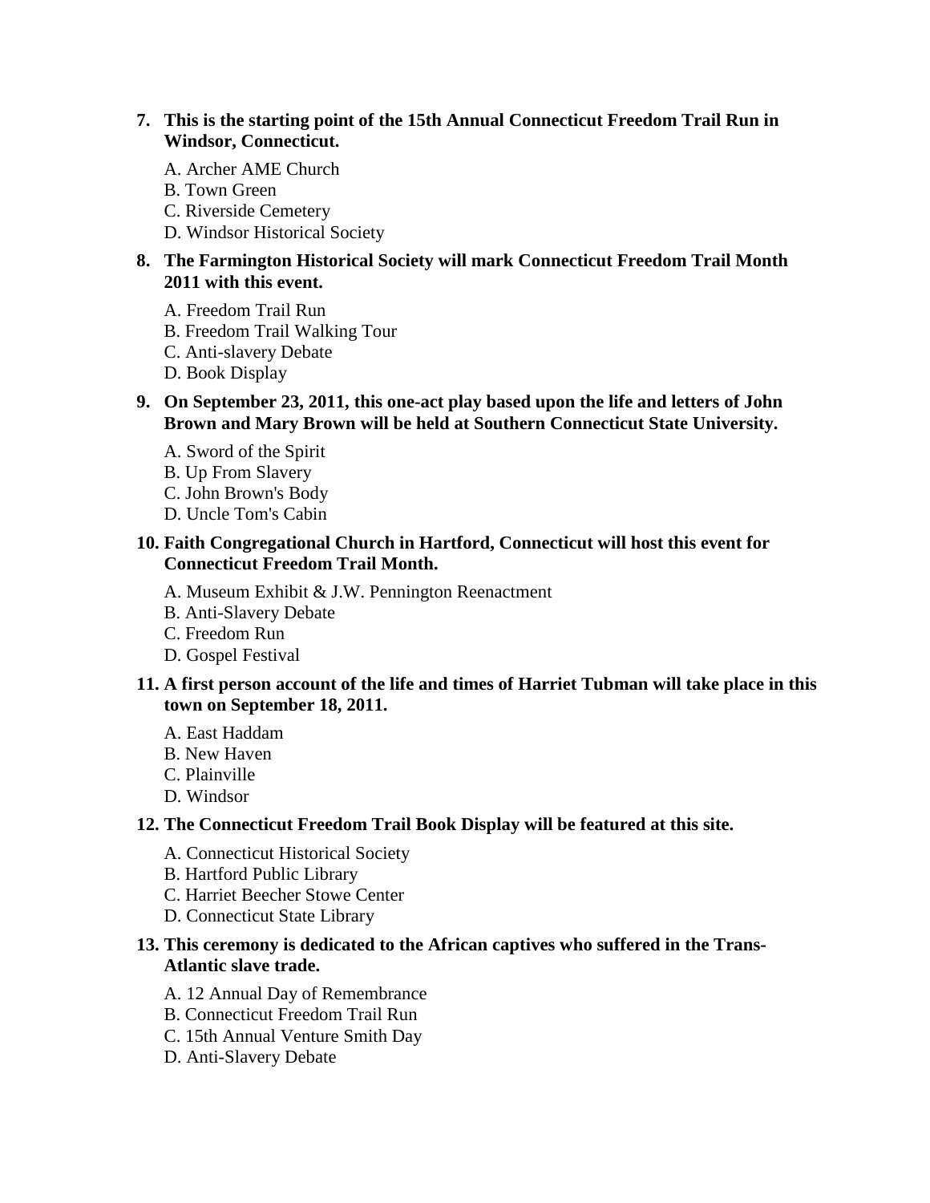7. **This is the starting point of the 15th Annual Connecticut Freedom Trail Run in Windsor, Connecticut.**

   A. Archer AME Church
   B. Town Green
   C. Riverside Cemetery
   D. Windsor Historical Society

8. **The Farmington Historical Society will mark Connecticut Freedom Trail Month 2011 with this event.**

   A. Freedom Trail Run
   B. Freedom Trail Walking Tour
   C. Anti-slavery Debate
   D. Book Display

9. **On September 23, 2011, this one-act play based upon the life and letters of John Brown and Mary Brown will be held at Southern Connecticut State University.**

   A. Sword of the Spirit
   B. Up From Slavery
   C. John Brown's Body
   D. Uncle Tom's Cabin

10. **Faith Congregational Church in Hartford, Connecticut will host this event for Connecticut Freedom Trail Month.**

    A. Museum Exhibit & J.W. Pennington Reenactment
    B. Anti-Slavery Debate
    C. Freedom Run
    D. Gospel Festival

11. **A first person account of the life and times of Harriet Tubman will take place in this town on September 18, 2011.**

    A. East Haddam
    B. New Haven
    C. Plainville
    D. Windsor

12. **The Connecticut Freedom Trail Book Display will be featured at this site.**

    A. Connecticut Historical Society
    B. Hartford Public Library
    C. Harriet Beecher Stowe Center
    D. Connecticut State Library

13. **This ceremony is dedicated to the African captives who suffered in the Trans-Atlantic slave trade.**

    A. 12 Annual Day of Remembrance
    B. Connecticut Freedom Trail Run
    C. 15th Annual Venture Smith Day
    D. Anti-Slavery Debate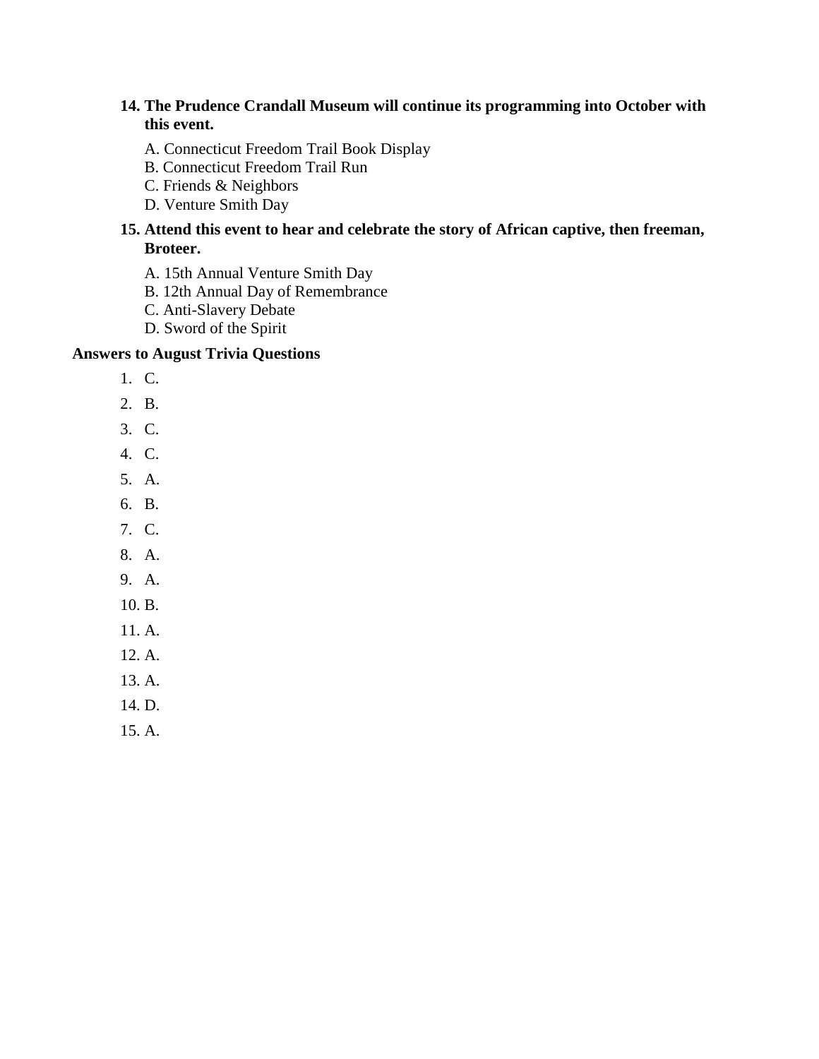14. **The Prudence Crandall Museum will continue its programming into October with this event.**

    A. Connecticut Freedom Trail Book Display
    B. Connecticut Freedom Trail Run
    C. Friends & Neighbors
    D. Venture Smith Day

15. **Attend this event to hear and celebrate the story of African captive, then freeman, Broteer.**

    A. 15th Annual Venture Smith Day
    B. 12th Annual Day of Remembrance
    C. Anti-Slavery Debate
    D. Sword of the Spirit

**Answers to August Trivia Questions**

1. C.
2. B.
3. C.
4. C.
5. A.
6. B.
7. C.
8. A.
9. A.
10. B.
11. A.
12. A.
13. A.
14. D.
15. A.